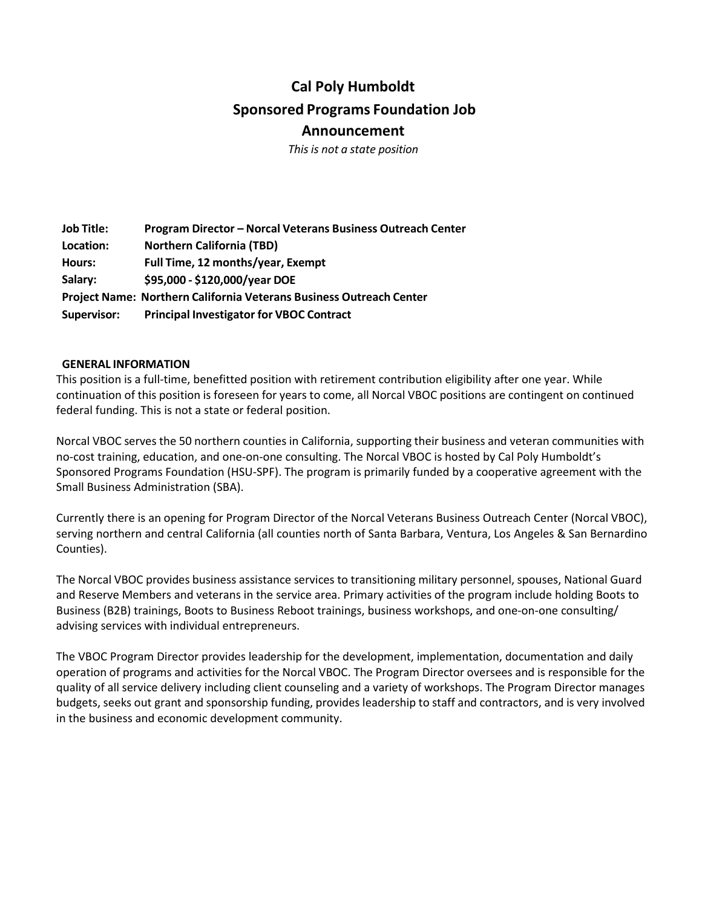# Cal Poly Humboldt
# Sponsored Programs Foundation Job Announcement

*This is not a state position*

**Job Title:** **Program Director – Norcal Veterans Business Outreach Center**
**Location:** **Northern California (TBD)**
**Hours:** **Full Time, 12 months/year, Exempt**
**Salary:** **$95,000 - $120,000/year DOE**
**Project Name:** **Northern California Veterans Business Outreach Center**
**Supervisor:** **Principal Investigator for VBOC Contract**

## GENERAL INFORMATION

This position is a full-time, benefitted position with retirement contribution eligibility after one year. While continuation of this position is foreseen for years to come, all Norcal VBOC positions are contingent on continued federal funding. This is not a state or federal position.

Norcal VBOC serves the 50 northern counties in California, supporting their business and veteran communities with no-cost training, education, and one-on-one consulting. The Norcal VBOC is hosted by Cal Poly Humboldt's Sponsored Programs Foundation (HSU-SPF). The program is primarily funded by a cooperative agreement with the Small Business Administration (SBA).

Currently there is an opening for Program Director of the Norcal Veterans Business Outreach Center (Norcal VBOC), serving northern and central California (all counties north of Santa Barbara, Ventura, Los Angeles & San Bernardino Counties).

The Norcal VBOC provides business assistance services to transitioning military personnel, spouses, National Guard and Reserve Members and veterans in the service area. Primary activities of the program include holding Boots to Business (B2B) trainings, Boots to Business Reboot trainings, business workshops, and one-on-one consulting/ advising services with individual entrepreneurs.

The VBOC Program Director provides leadership for the development, implementation, documentation and daily operation of programs and activities for the Norcal VBOC. The Program Director oversees and is responsible for the quality of all service delivery including client counseling and a variety of workshops. The Program Director manages budgets, seeks out grant and sponsorship funding, provides leadership to staff and contractors, and is very involved in the business and economic development community.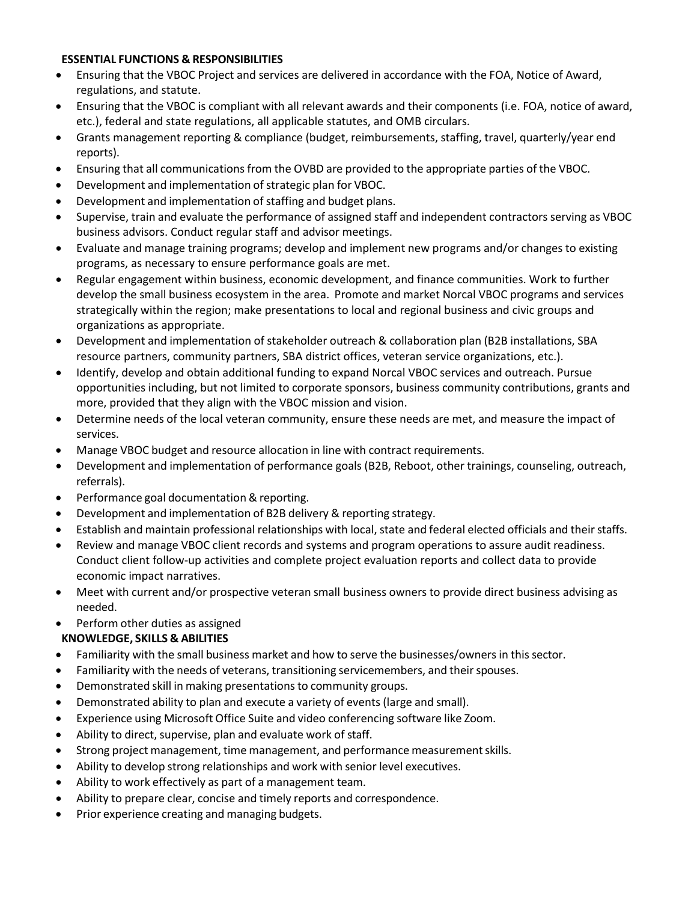**ESSENTIAL FUNCTIONS & RESPONSIBILITIES**

- Ensuring that the VBOC Project and services are delivered in accordance with the FOA, Notice of Award, regulations, and statute.
- Ensuring that the VBOC is compliant with all relevant awards and their components (i.e. FOA, notice of award, etc.), federal and state regulations, all applicable statutes, and OMB circulars.
- Grants management reporting & compliance (budget, reimbursements, staffing, travel, quarterly/year end reports).
- Ensuring that all communications from the OVBD are provided to the appropriate parties of the VBOC.
- Development and implementation of strategic plan for VBOC.
- Development and implementation of staffing and budget plans.
- Supervise, train and evaluate the performance of assigned staff and independent contractors serving as VBOC business advisors. Conduct regular staff and advisor meetings.
- Evaluate and manage training programs; develop and implement new programs and/or changes to existing programs, as necessary to ensure performance goals are met.
- Regular engagement within business, economic development, and finance communities. Work to further develop the small business ecosystem in the area. Promote and market Norcal VBOC programs and services strategically within the region; make presentations to local and regional business and civic groups and organizations as appropriate.
- Development and implementation of stakeholder outreach & collaboration plan (B2B installations, SBA resource partners, community partners, SBA district offices, veteran service organizations, etc.).
- Identify, develop and obtain additional funding to expand Norcal VBOC services and outreach. Pursue opportunities including, but not limited to corporate sponsors, business community contributions, grants and more, provided that they align with the VBOC mission and vision.
- Determine needs of the local veteran community, ensure these needs are met, and measure the impact of services.
- Manage VBOC budget and resource allocation in line with contract requirements.
- Development and implementation of performance goals (B2B, Reboot, other trainings, counseling, outreach, referrals).
- Performance goal documentation & reporting.
- Development and implementation of B2B delivery & reporting strategy.
- Establish and maintain professional relationships with local, state and federal elected officials and their staffs.
- Review and manage VBOC client records and systems and program operations to assure audit readiness. Conduct client follow-up activities and complete project evaluation reports and collect data to provide economic impact narratives.
- Meet with current and/or prospective veteran small business owners to provide direct business advising as needed.
- Perform other duties as assigned

**KNOWLEDGE, SKILLS & ABILITIES**

- Familiarity with the small business market and how to serve the businesses/owners in this sector.
- Familiarity with the needs of veterans, transitioning servicemembers, and their spouses.
- Demonstrated skill in making presentations to community groups.
- Demonstrated ability to plan and execute a variety of events (large and small).
- Experience using Microsoft Office Suite and video conferencing software like Zoom.
- Ability to direct, supervise, plan and evaluate work of staff.
- Strong project management, time management, and performance measurement skills.
- Ability to develop strong relationships and work with senior level executives.
- Ability to work effectively as part of a management team.
- Ability to prepare clear, concise and timely reports and correspondence.
- Prior experience creating and managing budgets.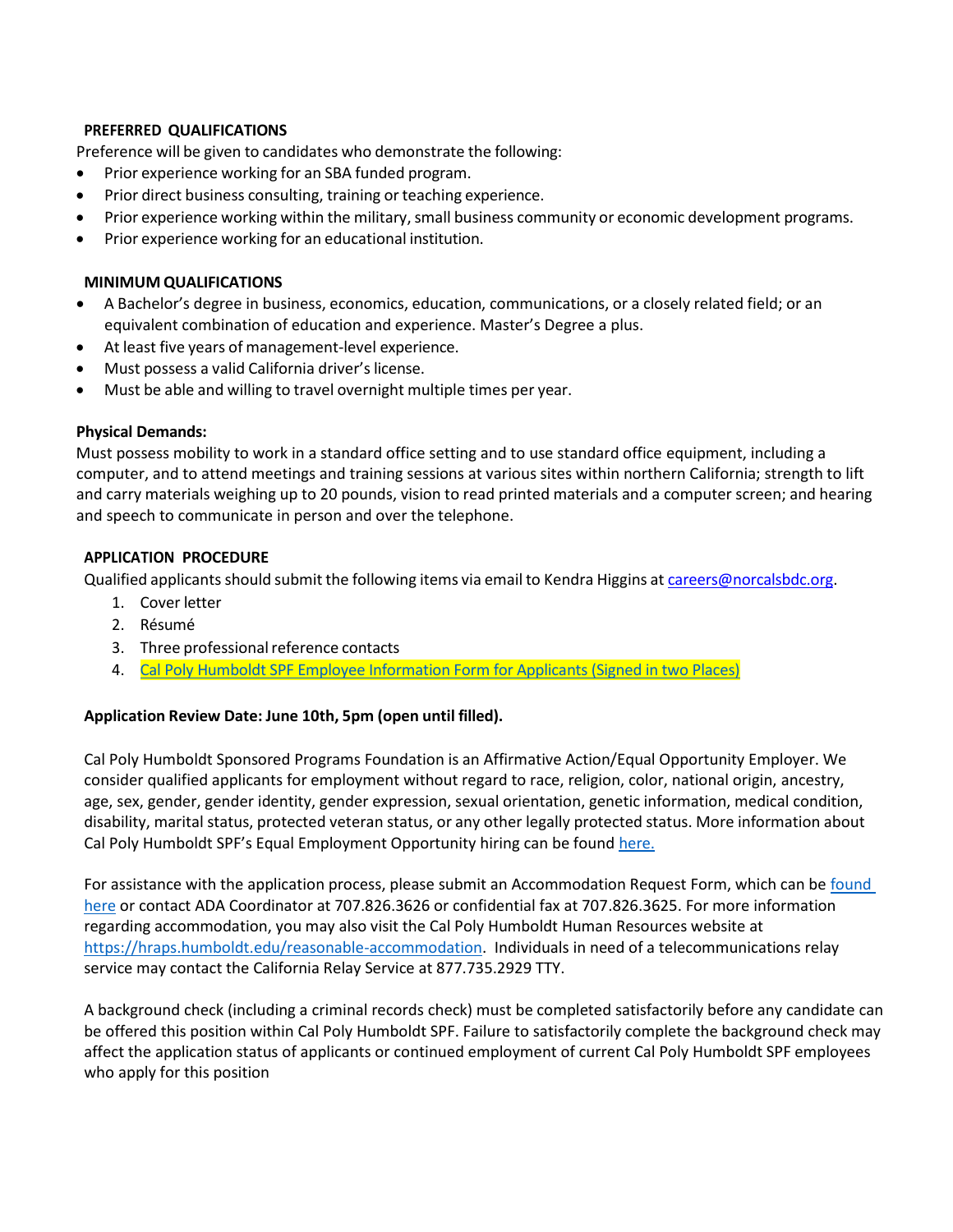## PREFERRED QUALIFICATIONS

Preference will be given to candidates who demonstrate the following:

- Prior experience working for an SBA funded program.
- Prior direct business consulting, training or teaching experience.
- Prior experience working within the military, small business community or economic development programs.
- Prior experience working for an educational institution.

## MINIMUM QUALIFICATIONS

- A Bachelor's degree in business, economics, education, communications, or a closely related field; or an equivalent combination of education and experience. Master's Degree a plus.
- At least five years of management-level experience.
- Must possess a valid California driver's license.
- Must be able and willing to travel overnight multiple times per year.

**Physical Demands:**

Must possess mobility to work in a standard office setting and to use standard office equipment, including a computer, and to attend meetings and training sessions at various sites within northern California; strength to lift and carry materials weighing up to 20 pounds, vision to read printed materials and a computer screen; and hearing and speech to communicate in person and over the telephone.

## APPLICATION PROCEDURE

Qualified applicants should submit the following items via email to Kendra Higgins at careers@norcalsbdc.org.

1. Cover letter
2. Résumé
3. Three professional reference contacts
4. Cal Poly Humboldt SPF Employee Information Form for Applicants (Signed in two Places)

**Application Review Date: June 10th, 5pm (open until filled).**

Cal Poly Humboldt Sponsored Programs Foundation is an Affirmative Action/Equal Opportunity Employer. We consider qualified applicants for employment without regard to race, religion, color, national origin, ancestry, age, sex, gender, gender identity, gender expression, sexual orientation, genetic information, medical condition, disability, marital status, protected veteran status, or any other legally protected status. More information about Cal Poly Humboldt SPF's Equal Employment Opportunity hiring can be found here.

For assistance with the application process, please submit an Accommodation Request Form, which can be found here or contact ADA Coordinator at 707.826.3626 or confidential fax at 707.826.3625. For more information regarding accommodation, you may also visit the Cal Poly Humboldt Human Resources website at https://hraps.humboldt.edu/reasonable-accommodation. Individuals in need of a telecommunications relay service may contact the California Relay Service at 877.735.2929 TTY.

A background check (including a criminal records check) must be completed satisfactorily before any candidate can be offered this position within Cal Poly Humboldt SPF. Failure to satisfactorily complete the background check may affect the application status of applicants or continued employment of current Cal Poly Humboldt SPF employees who apply for this position